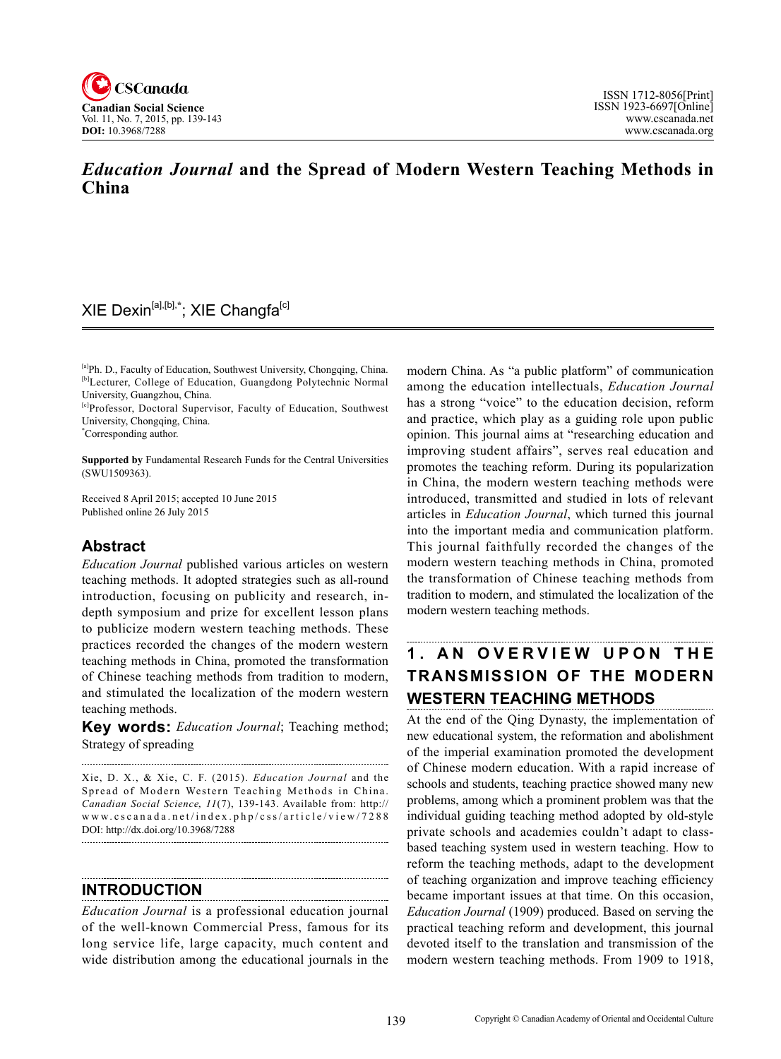# *Education Journal* and the Spread of Modern Western Teaching Methods in China

XIE Dexin[a],[b],*; XIE Changfa[c]

[a]Ph. D., Faculty of Education, Southwest University, Chongqing, China.
[b]Lecturer, College of Education, Guangdong Polytechnic Normal University, Guangzhou, China.
[c]Professor, Doctoral Supervisor, Faculty of Education, Southwest University, Chongqing, China.
*Corresponding author.

**Supported by** Fundamental Research Funds for the Central Universities (SWU1509363).

Received 8 April 2015; accepted 10 June 2015
Published online 26 July 2015

## Abstract

*Education Journal* published various articles on western teaching methods. It adopted strategies such as all-round introduction, focusing on publicity and research, in-depth symposium and prize for excellent lesson plans to publicize modern western teaching methods. These practices recorded the changes of the modern western teaching methods in China, promoted the transformation of Chinese teaching methods from tradition to modern, and stimulated the localization of the modern western teaching methods.

**Key words:** *Education Journal*; Teaching method; Strategy of spreading

Xie, D. X., & Xie, C. F. (2015). *Education Journal* and the Spread of Modern Western Teaching Methods in China. *Canadian Social Science*, *11*(7), 139-143. Available from: http://www.cscanada.net/index.php/css/article/view/7288
DOI: http://dx.doi.org/10.3968/7288

## INTRODUCTION

*Education Journal* is a professional education journal of the well-known Commercial Press, famous for its long service life, large capacity, much content and wide distribution among the educational journals in the modern China. As "a public platform" of communication among the education intellectuals, *Education Journal* has a strong "voice" to the education decision, reform and practice, which play as a guiding role upon public opinion. This journal aims at "researching education and improving student affairs", serves real education and promotes the teaching reform. During its popularization in China, the modern western teaching methods were introduced, transmitted and studied in lots of relevant articles in *Education Journal*, which turned this journal into the important media and communication platform. This journal faithfully recorded the changes of the modern western teaching methods in China, promoted the transformation of Chinese teaching methods from tradition to modern, and stimulated the localization of the modern western teaching methods.

## 1. AN OVERVIEW UPON THE TRANSMISSION OF THE MODERN WESTERN TEACHING METHODS

At the end of the Qing Dynasty, the implementation of new educational system, the reformation and abolishment of the imperial examination promoted the development of Chinese modern education. With a rapid increase of schools and students, teaching practice showed many new problems, among which a prominent problem was that the individual guiding teaching method adopted by old-style private schools and academies couldn't adapt to class-based teaching system used in western teaching. How to reform the teaching methods, adapt to the development of teaching organization and improve teaching efficiency became important issues at that time. On this occasion, *Education Journal* (1909) produced. Based on serving the practical teaching reform and development, this journal devoted itself to the translation and transmission of the modern western teaching methods. From 1909 to 1918,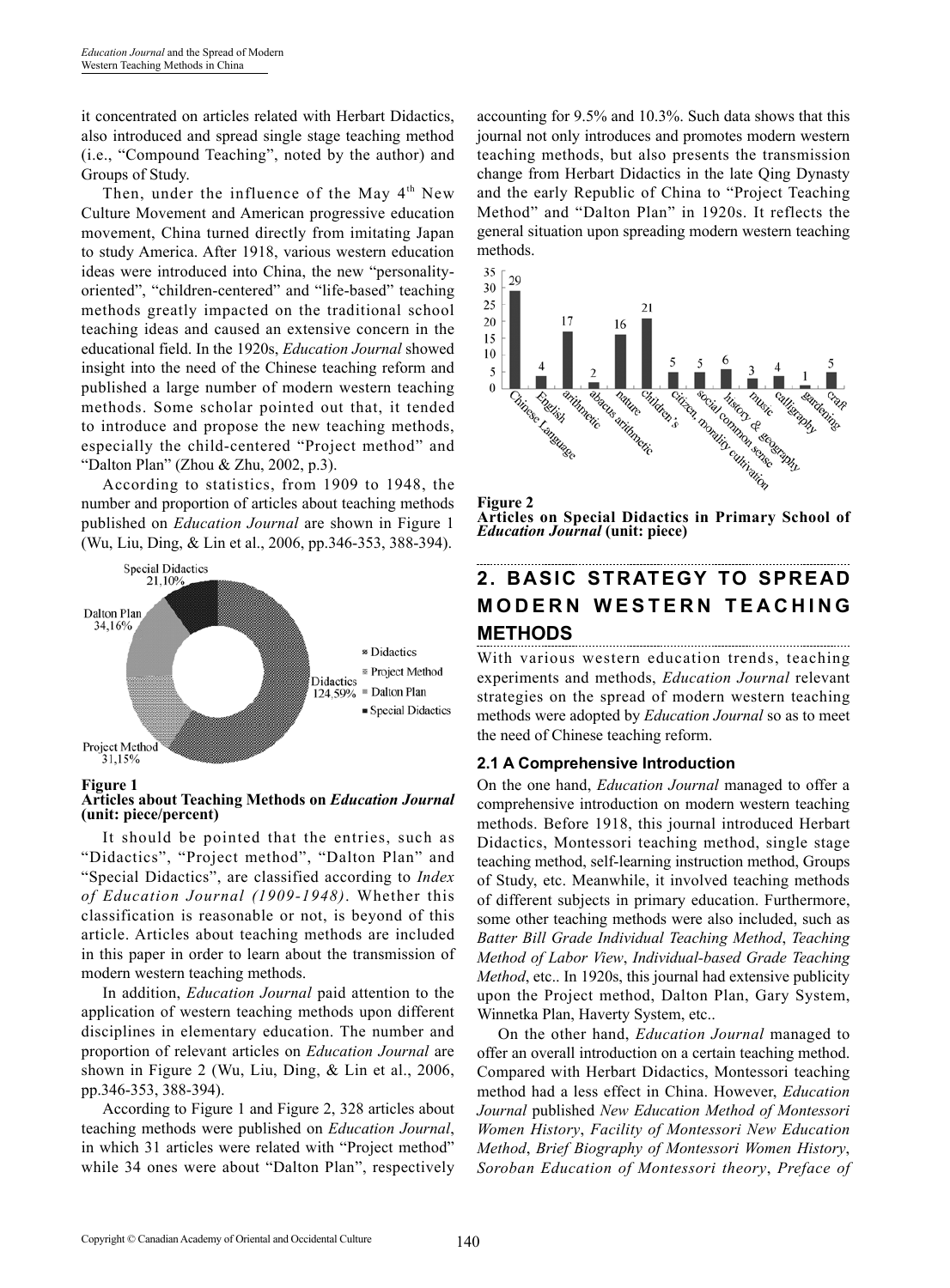it concentrated on articles related with Herbart Didactics, also introduced and spread single stage teaching method (i.e., "Compound Teaching", noted by the author) and Groups of Study.

Then, under the influence of the May 4th New Culture Movement and American progressive education movement, China turned directly from imitating Japan to study America. After 1918, various western education ideas were introduced into China, the new "personality-oriented", "children-centered" and "life-based" teaching methods greatly impacted on the traditional school teaching ideas and caused an extensive concern in the educational field. In the 1920s, *Education Journal* showed insight into the need of the Chinese teaching reform and published a large number of modern western teaching methods. Some scholar pointed out that, it tended to introduce and propose the new teaching methods, especially the child-centered "Project method" and "Dalton Plan" (Zhou & Zhu, 2002, p.3).

According to statistics, from 1909 to 1948, the number and proportion of articles about teaching methods published on *Education Journal* are shown in Figure 1 (Wu, Liu, Ding, & Lin et al., 2006, pp.346-353, 388-394).

**Figure 1**
**Articles about Teaching Methods on *Education Journal* (unit: piece/percent)**

It should be pointed that the entries, such as "Didactics", "Project method", "Dalton Plan" and "Special Didactics", are classified according to *Index of Education Journal (1909-1948)*. Whether this classification is reasonable or not, is beyond of this article. Articles about teaching methods are included in this paper in order to learn about the transmission of modern western teaching methods.

In addition, *Education Journal* paid attention to the application of western teaching methods upon different disciplines in elementary education. The number and proportion of relevant articles on *Education Journal* are shown in Figure 2 (Wu, Liu, Ding, & Lin et al., 2006, pp.346-353, 388-394).

According to Figure 1 and Figure 2, 328 articles about teaching methods were published on *Education Journal*, in which 31 articles were related with "Project method" while 34 ones were about "Dalton Plan", respectively accounting for 9.5% and 10.3%. Such data shows that this journal not only introduces and promotes modern western teaching methods, but also presents the transmission change from Herbart Didactics in the late Qing Dynasty and the early Republic of China to "Project Teaching Method" and "Dalton Plan" in 1920s. It reflects the general situation upon spreading modern western teaching methods.

**Figure 2**
**Articles on Special Didactics in Primary School of *Education Journal* (unit: piece)**

## 2. BASIC STRATEGY TO SPREAD MODERN WESTERN TEACHING METHODS

With various western education trends, teaching experiments and methods, *Education Journal* relevant strategies on the spread of modern western teaching methods were adopted by *Education Journal* so as to meet the need of Chinese teaching reform.

### 2.1 A Comprehensive Introduction

On the one hand, *Education Journal* managed to offer a comprehensive introduction on modern western teaching methods. Before 1918, this journal introduced Herbart Didactics, Montessori teaching method, single stage teaching method, self-learning instruction method, Groups of Study, etc. Meanwhile, it involved teaching methods of different subjects in primary education. Furthermore, some other teaching methods were also included, such as *Batter Bill Grade Individual Teaching Method*, *Teaching Method of Labor View*, *Individual-based Grade Teaching Method*, etc.. In 1920s, this journal had extensive publicity upon the Project method, Dalton Plan, Gary System, Winnetka Plan, Haverty System, etc..

On the other hand, *Education Journal* managed to offer an overall introduction on a certain teaching method. Compared with Herbart Didactics, Montessori teaching method had a less effect in China. However, *Education Journal* published *New Education Method of Montessori Women History*, *Facility of Montessori New Education Method*, *Brief Biography of Montessori Women History*, *Soroban Education of Montessori theory*, *Preface of*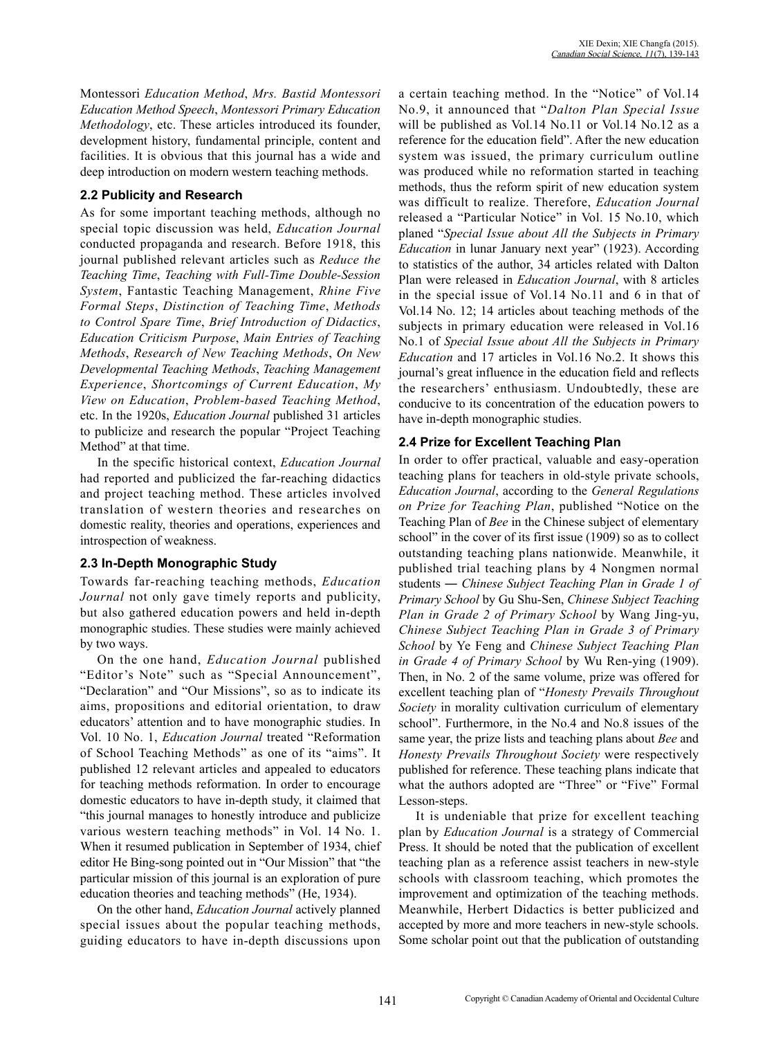Montessori *Education Method*, *Mrs. Bastid Montessori Education Method Speech*, *Montessori Primary Education Methodology*, etc. These articles introduced its founder, development history, fundamental principle, content and facilities. It is obvious that this journal has a wide and deep introduction on modern western teaching methods.

### 2.2 Publicity and Research

As for some important teaching methods, although no special topic discussion was held, *Education Journal* conducted propaganda and research. Before 1918, this journal published relevant articles such as *Reduce the Teaching Time*, *Teaching with Full-Time Double-Session System*, Fantastic Teaching Management, *Rhine Five Formal Steps*, *Distinction of Teaching Time*, *Methods to Control Spare Time*, *Brief Introduction of Didactics*, *Education Criticism Purpose*, *Main Entries of Teaching Methods*, *Research of New Teaching Methods*, *On New Developmental Teaching Methods*, *Teaching Management Experience*, *Shortcomings of Current Education*, *My View on Education*, *Problem-based Teaching Method*, etc. In the 1920s, *Education Journal* published 31 articles to publicize and research the popular "Project Teaching Method" at that time.

In the specific historical context, *Education Journal* had reported and publicized the far-reaching didactics and project teaching method. These articles involved translation of western theories and researches on domestic reality, theories and operations, experiences and introspection of weakness.

### 2.3 In-Depth Monographic Study

Towards far-reaching teaching methods, *Education Journal* not only gave timely reports and publicity, but also gathered education powers and held in-depth monographic studies. These studies were mainly achieved by two ways.

On the one hand, *Education Journal* published "Editor's Note" such as "Special Announcement", "Declaration" and "Our Missions", so as to indicate its aims, propositions and editorial orientation, to draw educators' attention and to have monographic studies. In Vol. 10 No. 1, *Education Journal* treated "Reformation of School Teaching Methods" as one of its "aims". It published 12 relevant articles and appealed to educators for teaching methods reformation. In order to encourage domestic educators to have in-depth study, it claimed that "this journal manages to honestly introduce and publicize various western teaching methods" in Vol. 14 No. 1. When it resumed publication in September of 1934, chief editor He Bing-song pointed out in "Our Mission" that "the particular mission of this journal is an exploration of pure education theories and teaching methods" (He, 1934).

On the other hand, *Education Journal* actively planned special issues about the popular teaching methods, guiding educators to have in-depth discussions upon a certain teaching method. In the "Notice" of Vol.14 No.9, it announced that "*Dalton Plan Special Issue* will be published as Vol.14 No.11 or Vol.14 No.12 as a reference for the education field". After the new education system was issued, the primary curriculum outline was produced while no reformation started in teaching methods, thus the reform spirit of new education system was difficult to realize. Therefore, *Education Journal* released a "Particular Notice" in Vol. 15 No.10, which planed "*Special Issue about All the Subjects in Primary Education* in lunar January next year" (1923). According to statistics of the author, 34 articles related with Dalton Plan were released in *Education Journal*, with 8 articles in the special issue of Vol.14 No.11 and 6 in that of Vol.14 No. 12; 14 articles about teaching methods of the subjects in primary education were released in Vol.16 No.1 of *Special Issue about All the Subjects in Primary Education* and 17 articles in Vol.16 No.2. It shows this journal's great influence in the education field and reflects the researchers' enthusiasm. Undoubtedly, these are conducive to its concentration of the education powers to have in-depth monographic studies.

### 2.4 Prize for Excellent Teaching Plan

In order to offer practical, valuable and easy-operation teaching plans for teachers in old-style private schools, *Education Journal*, according to the *General Regulations on Prize for Teaching Plan*, published "Notice on the Teaching Plan of *Bee* in the Chinese subject of elementary school" in the cover of its first issue (1909) so as to collect outstanding teaching plans nationwide. Meanwhile, it published trial teaching plans by 4 Nongmen normal students ― *Chinese Subject Teaching Plan in Grade 1 of Primary School* by Gu Shu-Sen, *Chinese Subject Teaching Plan in Grade 2 of Primary School* by Wang Jing-yu, *Chinese Subject Teaching Plan in Grade 3 of Primary School* by Ye Feng and *Chinese Subject Teaching Plan in Grade 4 of Primary School* by Wu Ren-ying (1909). Then, in No. 2 of the same volume, prize was offered for excellent teaching plan of "*Honesty Prevails Throughout Society* in morality cultivation curriculum of elementary school". Furthermore, in the No.4 and No.8 issues of the same year, the prize lists and teaching plans about *Bee* and *Honesty Prevails Throughout Society* were respectively published for reference. These teaching plans indicate that what the authors adopted are "Three" or "Five" Formal Lesson-steps.

It is undeniable that prize for excellent teaching plan by *Education Journal* is a strategy of Commercial Press. It should be noted that the publication of excellent teaching plan as a reference assist teachers in new-style schools with classroom teaching, which promotes the improvement and optimization of the teaching methods. Meanwhile, Herbert Didactics is better publicized and accepted by more and more teachers in new-style schools. Some scholar point out that the publication of outstanding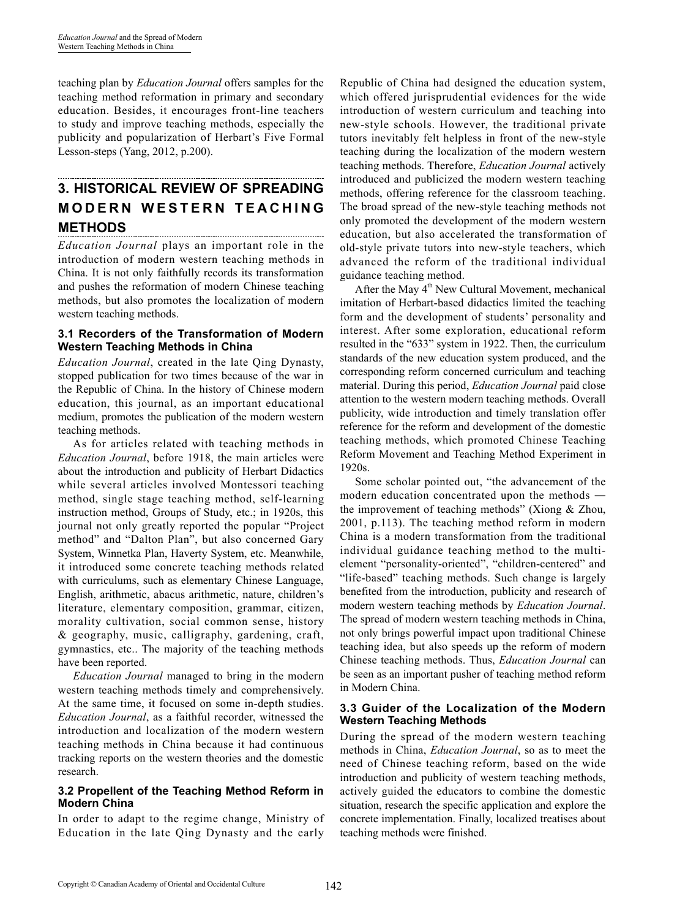teaching plan by *Education Journal* offers samples for the teaching method reformation in primary and secondary education. Besides, it encourages front-line teachers to study and improve teaching methods, especially the publicity and popularization of Herbart's Five Formal Lesson-steps (Yang, 2012, p.200).

## 3. HISTORICAL REVIEW OF SPREADING MODERN WESTERN TEACHING METHODS

*Education Journal* plays an important role in the introduction of modern western teaching methods in China. It is not only faithfully records its transformation and pushes the reformation of modern Chinese teaching methods, but also promotes the localization of modern western teaching methods.

### 3.1 Recorders of the Transformation of Modern Western Teaching Methods in China

*Education Journal*, created in the late Qing Dynasty, stopped publication for two times because of the war in the Republic of China. In the history of Chinese modern education, this journal, as an important educational medium, promotes the publication of the modern western teaching methods.

As for articles related with teaching methods in *Education Journal*, before 1918, the main articles were about the introduction and publicity of Herbart Didactics while several articles involved Montessori teaching method, single stage teaching method, self-learning instruction method, Groups of Study, etc.; in 1920s, this journal not only greatly reported the popular "Project method" and "Dalton Plan", but also concerned Gary System, Winnetka Plan, Haverty System, etc. Meanwhile, it introduced some concrete teaching methods related with curriculums, such as elementary Chinese Language, English, arithmetic, abacus arithmetic, nature, children's literature, elementary composition, grammar, citizen, morality cultivation, social common sense, history & geography, music, calligraphy, gardening, craft, gymnastics, etc.. The majority of the teaching methods have been reported.

*Education Journal* managed to bring in the modern western teaching methods timely and comprehensively. At the same time, it focused on some in-depth studies. *Education Journal*, as a faithful recorder, witnessed the introduction and localization of the modern western teaching methods in China because it had continuous tracking reports on the western theories and the domestic research.

### 3.2 Propellent of the Teaching Method Reform in Modern China

In order to adapt to the regime change, Ministry of Education in the late Qing Dynasty and the early Republic of China had designed the education system, which offered jurisprudential evidences for the wide introduction of western curriculum and teaching into new-style schools. However, the traditional private tutors inevitably felt helpless in front of the new-style teaching during the localization of the modern western teaching methods. Therefore, *Education Journal* actively introduced and publicized the modern western teaching methods, offering reference for the classroom teaching. The broad spread of the new-style teaching methods not only promoted the development of the modern western education, but also accelerated the transformation of old-style private tutors into new-style teachers, which advanced the reform of the traditional individual guidance teaching method.

After the May 4th New Cultural Movement, mechanical imitation of Herbart-based didactics limited the teaching form and the development of students' personality and interest. After some exploration, educational reform resulted in the "633" system in 1922. Then, the curriculum standards of the new education system produced, and the corresponding reform concerned curriculum and teaching material. During this period, *Education Journal* paid close attention to the western modern teaching methods. Overall publicity, wide introduction and timely translation offer reference for the reform and development of the domestic teaching methods, which promoted Chinese Teaching Reform Movement and Teaching Method Experiment in 1920s.

Some scholar pointed out, "the advancement of the modern education concentrated upon the methods — the improvement of teaching methods" (Xiong & Zhou, 2001, p.113). The teaching method reform in modern China is a modern transformation from the traditional individual guidance teaching method to the multi-element "personality-oriented", "children-centered" and "life-based" teaching methods. Such change is largely benefited from the introduction, publicity and research of modern western teaching methods by *Education Journal*. The spread of modern western teaching methods in China, not only brings powerful impact upon traditional Chinese teaching idea, but also speeds up the reform of modern Chinese teaching methods. Thus, *Education Journal* can be seen as an important pusher of teaching method reform in Modern China.

### 3.3 Guider of the Localization of the Modern Western Teaching Methods

During the spread of the modern western teaching methods in China, *Education Journal*, so as to meet the need of Chinese teaching reform, based on the wide introduction and publicity of western teaching methods, actively guided the educators to combine the domestic situation, research the specific application and explore the concrete implementation. Finally, localized treatises about teaching methods were finished.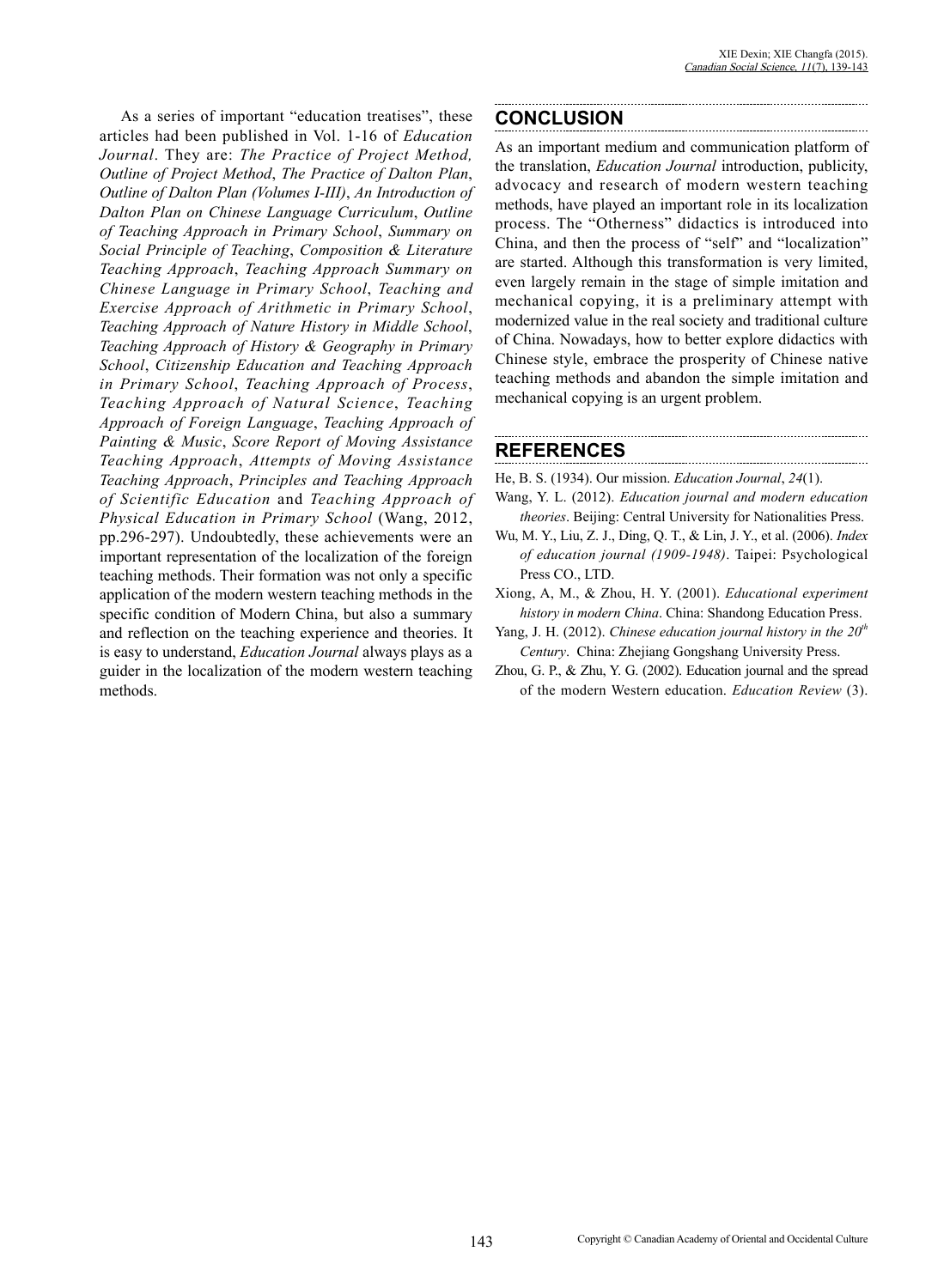As a series of important "education treatises", these articles had been published in Vol. 1-16 of *Education Journal*. They are: *The Practice of Project Method, Outline of Project Method*, *The Practice of Dalton Plan*, *Outline of Dalton Plan (Volumes I-III)*, *An Introduction of Dalton Plan on Chinese Language Curriculum*, *Outline of Teaching Approach in Primary School*, *Summary on Social Principle of Teaching*, *Composition & Literature Teaching Approach*, *Teaching Approach Summary on Chinese Language in Primary School*, *Teaching and Exercise Approach of Arithmetic in Primary School*, *Teaching Approach of Nature History in Middle School*, *Teaching Approach of History & Geography in Primary School*, *Citizenship Education and Teaching Approach in Primary School*, *Teaching Approach of Process*, *Teaching Approach of Natural Science*, *Teaching Approach of Foreign Language*, *Teaching Approach of Painting & Music*, *Score Report of Moving Assistance Teaching Approach*, *Attempts of Moving Assistance Teaching Approach*, *Principles and Teaching Approach of Scientific Education* and *Teaching Approach of Physical Education in Primary School* (Wang, 2012, pp.296-297). Undoubtedly, these achievements were an important representation of the localization of the foreign teaching methods. Their formation was not only a specific application of the modern western teaching methods in the specific condition of Modern China, but also a summary and reflection on the teaching experience and theories. It is easy to understand, *Education Journal* always plays as a guider in the localization of the modern western teaching methods.

## CONCLUSION

As an important medium and communication platform of the translation, *Education Journal* introduction, publicity, advocacy and research of modern western teaching methods, have played an important role in its localization process. The "Otherness" didactics is introduced into China, and then the process of "self" and "localization" are started. Although this transformation is very limited, even largely remain in the stage of simple imitation and mechanical copying, it is a preliminary attempt with modernized value in the real society and traditional culture of China. Nowadays, how to better explore didactics with Chinese style, embrace the prosperity of Chinese native teaching methods and abandon the simple imitation and mechanical copying is an urgent problem.

## REFERENCES

He, B. S. (1934). Our mission. *Education Journal*, *24*(1).

Wang, Y. L. (2012). *Education journal and modern education theories*. Beijing: Central University for Nationalities Press.

Wu, M. Y., Liu, Z. J., Ding, Q. T., & Lin, J. Y., et al. (2006). *Index of education journal (1909-1948)*. Taipei: Psychological Press CO., LTD.

Xiong, A, M., & Zhou, H. Y. (2001). *Educational experiment history in modern China*. China: Shandong Education Press.

Yang, J. H. (2012). *Chinese education journal history in the 20th Century*. China: Zhejiang Gongshang University Press.

Zhou, G. P., & Zhu, Y. G. (2002). Education journal and the spread of the modern Western education. *Education Review* (3).